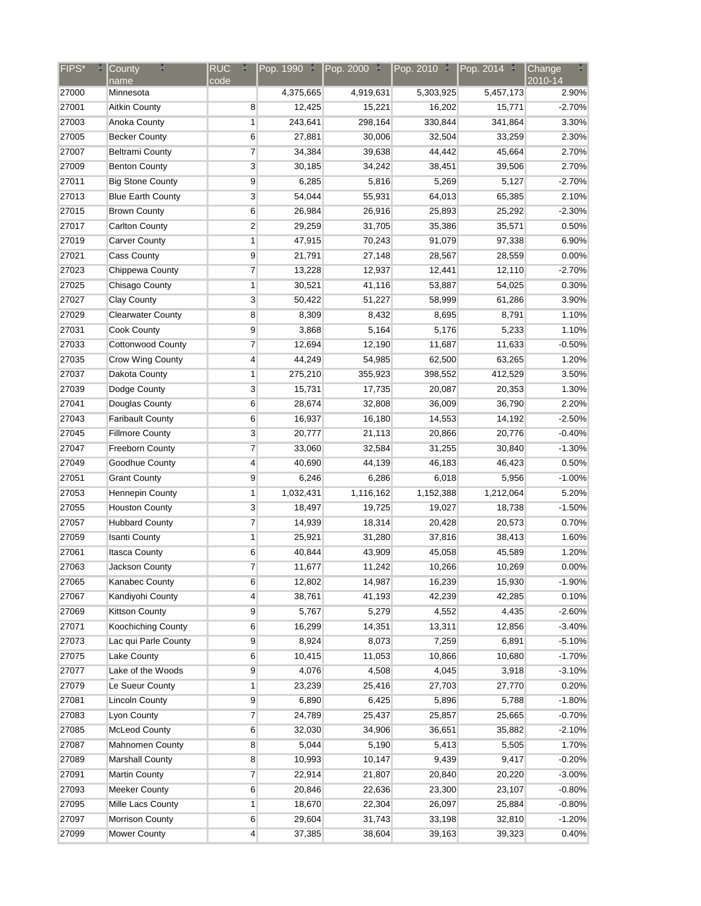| FIPS* | County name | RUC code | Pop. 1990 | Pop. 2000 | Pop. 2010 | Pop. 2014 | Change 2010-14 |
|---|---|---|---|---|---|---|---|
| 27000 | Minnesota | | 4,375,665 | 4,919,631 | 5,303,925 | 5,457,173 | 2.90% |
| 27001 | Aitkin County | 8 | 12,425 | 15,221 | 16,202 | 15,771 | -2.70% |
| 27003 | Anoka County | 1 | 243,641 | 298,164 | 330,844 | 341,864 | 3.30% |
| 27005 | Becker County | 6 | 27,881 | 30,006 | 32,504 | 33,259 | 2.30% |
| 27007 | Beltrami County | 7 | 34,384 | 39,638 | 44,442 | 45,664 | 2.70% |
| 27009 | Benton County | 3 | 30,185 | 34,242 | 38,451 | 39,506 | 2.70% |
| 27011 | Big Stone County | 9 | 6,285 | 5,816 | 5,269 | 5,127 | -2.70% |
| 27013 | Blue Earth County | 3 | 54,044 | 55,931 | 64,013 | 65,385 | 2.10% |
| 27015 | Brown County | 6 | 26,984 | 26,916 | 25,893 | 25,292 | -2.30% |
| 27017 | Carlton County | 2 | 29,259 | 31,705 | 35,386 | 35,571 | 0.50% |
| 27019 | Carver County | 1 | 47,915 | 70,243 | 91,079 | 97,338 | 6.90% |
| 27021 | Cass County | 9 | 21,791 | 27,148 | 28,567 | 28,559 | 0.00% |
| 27023 | Chippewa County | 7 | 13,228 | 12,937 | 12,441 | 12,110 | -2.70% |
| 27025 | Chisago County | 1 | 30,521 | 41,116 | 53,887 | 54,025 | 0.30% |
| 27027 | Clay County | 3 | 50,422 | 51,227 | 58,999 | 61,286 | 3.90% |
| 27029 | Clearwater County | 8 | 8,309 | 8,432 | 8,695 | 8,791 | 1.10% |
| 27031 | Cook County | 9 | 3,868 | 5,164 | 5,176 | 5,233 | 1.10% |
| 27033 | Cottonwood County | 7 | 12,694 | 12,190 | 11,687 | 11,633 | -0.50% |
| 27035 | Crow Wing County | 4 | 44,249 | 54,985 | 62,500 | 63,265 | 1.20% |
| 27037 | Dakota County | 1 | 275,210 | 355,923 | 398,552 | 412,529 | 3.50% |
| 27039 | Dodge County | 3 | 15,731 | 17,735 | 20,087 | 20,353 | 1.30% |
| 27041 | Douglas County | 6 | 28,674 | 32,808 | 36,009 | 36,790 | 2.20% |
| 27043 | Faribault County | 6 | 16,937 | 16,180 | 14,553 | 14,192 | -2.50% |
| 27045 | Fillmore County | 3 | 20,777 | 21,113 | 20,866 | 20,776 | -0.40% |
| 27047 | Freeborn County | 7 | 33,060 | 32,584 | 31,255 | 30,840 | -1.30% |
| 27049 | Goodhue County | 4 | 40,690 | 44,139 | 46,183 | 46,423 | 0.50% |
| 27051 | Grant County | 9 | 6,246 | 6,286 | 6,018 | 5,956 | -1.00% |
| 27053 | Hennepin County | 1 | 1,032,431 | 1,116,162 | 1,152,388 | 1,212,064 | 5.20% |
| 27055 | Houston County | 3 | 18,497 | 19,725 | 19,027 | 18,738 | -1.50% |
| 27057 | Hubbard County | 7 | 14,939 | 18,314 | 20,428 | 20,573 | 0.70% |
| 27059 | Isanti County | 1 | 25,921 | 31,280 | 37,816 | 38,413 | 1.60% |
| 27061 | Itasca County | 6 | 40,844 | 43,909 | 45,058 | 45,589 | 1.20% |
| 27063 | Jackson County | 7 | 11,677 | 11,242 | 10,266 | 10,269 | 0.00% |
| 27065 | Kanabec County | 6 | 12,802 | 14,987 | 16,239 | 15,930 | -1.90% |
| 27067 | Kandiyohi County | 4 | 38,761 | 41,193 | 42,239 | 42,285 | 0.10% |
| 27069 | Kittson County | 9 | 5,767 | 5,279 | 4,552 | 4,435 | -2.60% |
| 27071 | Koochiching County | 6 | 16,299 | 14,351 | 13,311 | 12,856 | -3.40% |
| 27073 | Lac qui Parle County | 9 | 8,924 | 8,073 | 7,259 | 6,891 | -5.10% |
| 27075 | Lake County | 6 | 10,415 | 11,053 | 10,866 | 10,680 | -1.70% |
| 27077 | Lake of the Woods County | 9 | 4,076 | 4,508 | 4,045 | 3,918 | -3.10% |
| 27079 | Le Sueur County | 1 | 23,239 | 25,416 | 27,703 | 27,770 | 0.20% |
| 27081 | Lincoln County | 9 | 6,890 | 6,425 | 5,896 | 5,788 | -1.80% |
| 27083 | Lyon County | 7 | 24,789 | 25,437 | 25,857 | 25,665 | -0.70% |
| 27085 | McLeod County | 6 | 32,030 | 34,906 | 36,651 | 35,882 | -2.10% |
| 27087 | Mahnomen County | 8 | 5,044 | 5,190 | 5,413 | 5,505 | 1.70% |
| 27089 | Marshall County | 8 | 10,993 | 10,147 | 9,439 | 9,417 | -0.20% |
| 27091 | Martin County | 7 | 22,914 | 21,807 | 20,840 | 20,220 | -3.00% |
| 27093 | Meeker County | 6 | 20,846 | 22,636 | 23,300 | 23,107 | -0.80% |
| 27095 | Mille Lacs County | 1 | 18,670 | 22,304 | 26,097 | 25,884 | -0.80% |
| 27097 | Morrison County | 6 | 29,604 | 31,743 | 33,198 | 32,810 | -1.20% |
| 27099 | Mower County | 4 | 37,385 | 38,604 | 39,163 | 39,323 | 0.40% |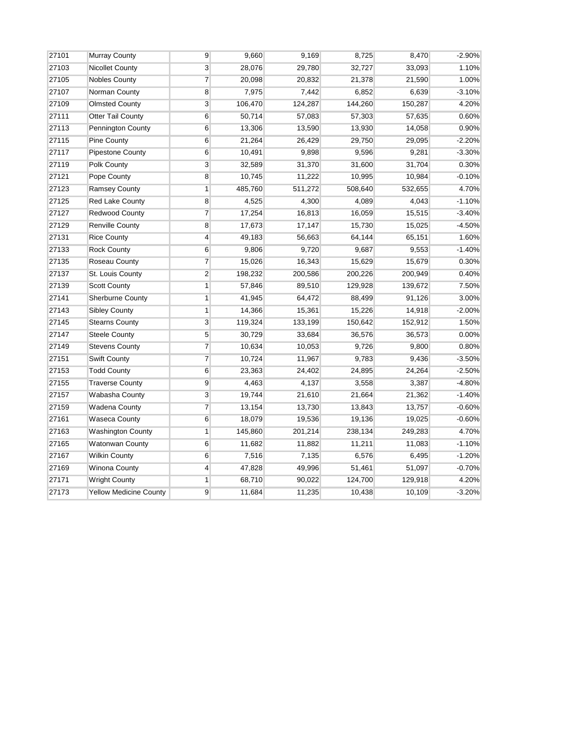| | | | | | | | |
|---|---|---|---|---|---|---|---|
| 27101 | Murray County | 9 | 9,660 | 9,169 | 8,725 | 8,470 | -2.90% |
| 27103 | Nicollet County | 3 | 28,076 | 29,780 | 32,727 | 33,093 | 1.10% |
| 27105 | Nobles County | 7 | 20,098 | 20,832 | 21,378 | 21,590 | 1.00% |
| 27107 | Norman County | 8 | 7,975 | 7,442 | 6,852 | 6,639 | -3.10% |
| 27109 | Olmsted County | 3 | 106,470 | 124,287 | 144,260 | 150,287 | 4.20% |
| 27111 | Otter Tail County | 6 | 50,714 | 57,083 | 57,303 | 57,635 | 0.60% |
| 27113 | Pennington County | 6 | 13,306 | 13,590 | 13,930 | 14,058 | 0.90% |
| 27115 | Pine County | 6 | 21,264 | 26,429 | 29,750 | 29,095 | -2.20% |
| 27117 | Pipestone County | 6 | 10,491 | 9,898 | 9,596 | 9,281 | -3.30% |
| 27119 | Polk County | 3 | 32,589 | 31,370 | 31,600 | 31,704 | 0.30% |
| 27121 | Pope County | 8 | 10,745 | 11,222 | 10,995 | 10,984 | -0.10% |
| 27123 | Ramsey County | 1 | 485,760 | 511,272 | 508,640 | 532,655 | 4.70% |
| 27125 | Red Lake County | 8 | 4,525 | 4,300 | 4,089 | 4,043 | -1.10% |
| 27127 | Redwood County | 7 | 17,254 | 16,813 | 16,059 | 15,515 | -3.40% |
| 27129 | Renville County | 8 | 17,673 | 17,147 | 15,730 | 15,025 | -4.50% |
| 27131 | Rice County | 4 | 49,183 | 56,663 | 64,144 | 65,151 | 1.60% |
| 27133 | Rock County | 6 | 9,806 | 9,720 | 9,687 | 9,553 | -1.40% |
| 27135 | Roseau County | 7 | 15,026 | 16,343 | 15,629 | 15,679 | 0.30% |
| 27137 | St. Louis County | 2 | 198,232 | 200,586 | 200,226 | 200,949 | 0.40% |
| 27139 | Scott County | 1 | 57,846 | 89,510 | 129,928 | 139,672 | 7.50% |
| 27141 | Sherburne County | 1 | 41,945 | 64,472 | 88,499 | 91,126 | 3.00% |
| 27143 | Sibley County | 1 | 14,366 | 15,361 | 15,226 | 14,918 | -2.00% |
| 27145 | Stearns County | 3 | 119,324 | 133,199 | 150,642 | 152,912 | 1.50% |
| 27147 | Steele County | 5 | 30,729 | 33,684 | 36,576 | 36,573 | 0.00% |
| 27149 | Stevens County | 7 | 10,634 | 10,053 | 9,726 | 9,800 | 0.80% |
| 27151 | Swift County | 7 | 10,724 | 11,967 | 9,783 | 9,436 | -3.50% |
| 27153 | Todd County | 6 | 23,363 | 24,402 | 24,895 | 24,264 | -2.50% |
| 27155 | Traverse County | 9 | 4,463 | 4,137 | 3,558 | 3,387 | -4.80% |
| 27157 | Wabasha County | 3 | 19,744 | 21,610 | 21,664 | 21,362 | -1.40% |
| 27159 | Wadena County | 7 | 13,154 | 13,730 | 13,843 | 13,757 | -0.60% |
| 27161 | Waseca County | 6 | 18,079 | 19,536 | 19,136 | 19,025 | -0.60% |
| 27163 | Washington County | 1 | 145,860 | 201,214 | 238,134 | 249,283 | 4.70% |
| 27165 | Watonwan County | 6 | 11,682 | 11,882 | 11,211 | 11,083 | -1.10% |
| 27167 | Wilkin County | 6 | 7,516 | 7,135 | 6,576 | 6,495 | -1.20% |
| 27169 | Winona County | 4 | 47,828 | 49,996 | 51,461 | 51,097 | -0.70% |
| 27171 | Wright County | 1 | 68,710 | 90,022 | 124,700 | 129,918 | 4.20% |
| 27173 | Yellow Medicine County | 9 | 11,684 | 11,235 | 10,438 | 10,109 | -3.20% |